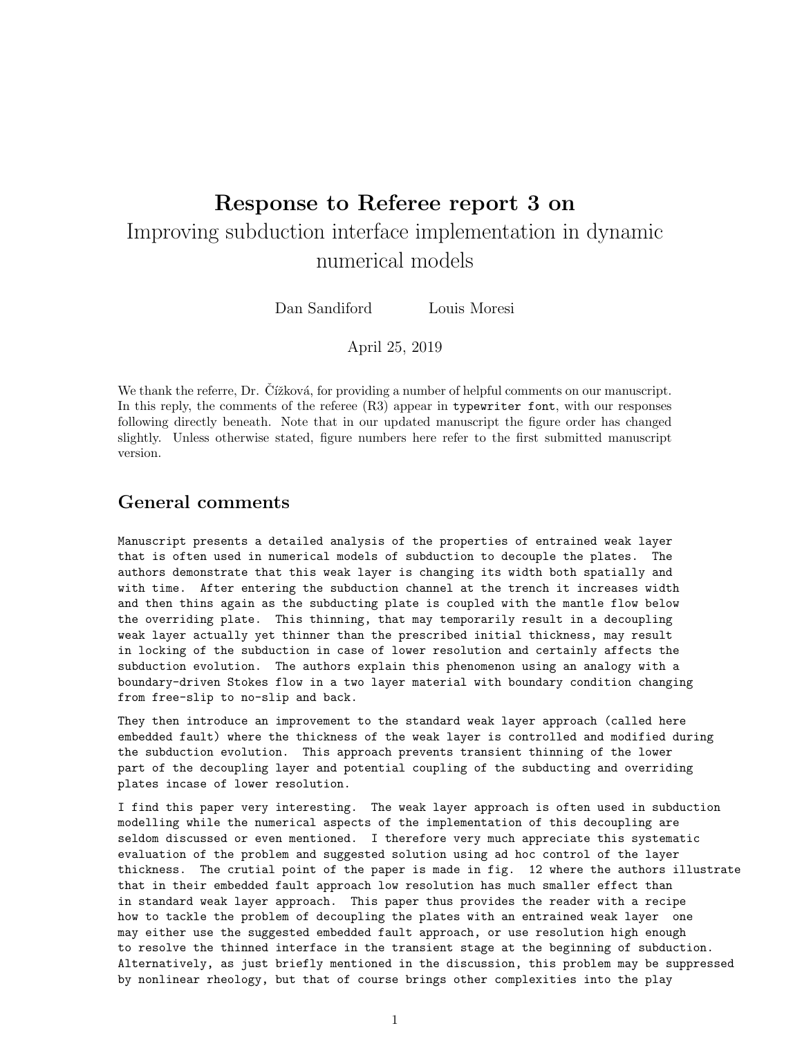# Response to Referee report 3 on

Improving subduction interface implementation in dynamic numerical models

Dan Sandiford    Louis Moresi

April 25, 2019

We thank the referre, Dr. Čížková, for providing a number of helpful comments on our manuscript. In this reply, the comments of the referee (R3) appear in `typewriter font`, with our responses following directly beneath. Note that in our updated manuscript the figure order has changed slightly. Unless otherwise stated, figure numbers here refer to the first submitted manuscript version.

## General comments

`Manuscript presents a detailed analysis of the properties of entrained weak layer that is often used in numerical models of subduction to decouple the plates. The authors demonstrate that this weak layer is changing its width both spatially and with time. After entering the subduction channel at the trench it increases width and then thins again as the subducting plate is coupled with the mantle flow below the overriding plate. This thinning, that may temporarily result in a decoupling weak layer actually yet thinner than the prescribed initial thickness, may result in locking of the subduction in case of lower resolution and certainly affects the subduction evolution. The authors explain this phenomenon using an analogy with a boundary-driven Stokes flow in a two layer material with boundary condition changing from free-slip to no-slip and back.`

`They then introduce an improvement to the standard weak layer approach (called here embedded fault) where the thickness of the weak layer is controlled and modified during the subduction evolution. This approach prevents transient thinning of the lower part of the decoupling layer and potential coupling of the subducting and overriding plates incase of lower resolution.`

`I find this paper very interesting. The weak layer approach is often used in subduction modelling while the numerical aspects of the implementation of this decoupling are seldom discussed or even mentioned. I therefore very much appreciate this systematic evaluation of the problem and suggested solution using ad hoc control of the layer thickness. The crutial point of the paper is made in fig. 12 where the authors illustrate that in their embedded fault approach low resolution has much smaller effect than in standard weak layer approach. This paper thus provides the reader with a recipe how to tackle the problem of decoupling the plates with an entrained weak layer one may either use the suggested embedded fault approach, or use resolution high enough to resolve the thinned interface in the transient stage at the beginning of subduction. Alternatively, as just briefly mentioned in the discussion, this problem may be suppressed by nonlinear rheology, but that of course brings other complexities into the play`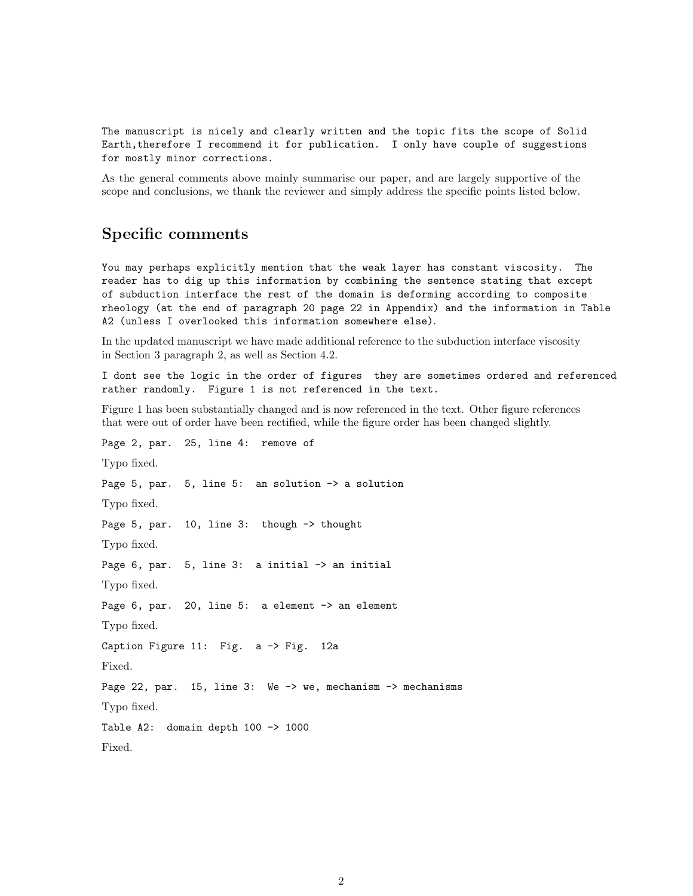```
The manuscript is nicely and clearly written and the topic fits the scope of Solid
Earth,therefore I recommend it for publication.  I only have couple of suggestions
for mostly minor corrections.
```

As the general comments above mainly summarise our paper, and are largely supportive of the scope and conclusions, we thank the reviewer and simply address the specific points listed below.

## Specific comments

```
You may perhaps explicitly mention that the weak layer has constant viscosity.  The
reader has to dig up this information by combining the sentence stating that except
of subduction interface the rest of the domain is deforming according to composite
rheology (at the end of paragraph 20 page 22 in Appendix) and the information in Table
A2 (unless I overlooked this information somewhere else).
```

In the updated manuscript we have made additional reference to the subduction interface viscosity in Section 3 paragraph 2, as well as Section 4.2.

```
I dont see the logic in the order of figures  they are sometimes ordered and referenced
rather randomly.  Figure 1 is not referenced in the text.
```

Figure 1 has been substantially changed and is now referenced in the text. Other figure references that were out of order have been rectified, while the figure order has been changed slightly.

```
Page 2, par.  25, line 4:  remove of
```

Typo fixed.

```
Page 5, par.  5, line 5:  an solution -> a solution
```

Typo fixed.

```
Page 5, par.  10, line 3:  though -> thought
```

Typo fixed.

```
Page 6, par.  5, line 3:  a initial -> an initial
```

Typo fixed.

```
Page 6, par.  20, line 5:  a element -> an element
```

Typo fixed.

```
Caption Figure 11:  Fig.  a -> Fig.  12a
```

Fixed.

```
Page 22, par.  15, line 3:  We -> we, mechanism -> mechanisms
```

Typo fixed.

```
Table A2:  domain depth 100 -> 1000
```

Fixed.